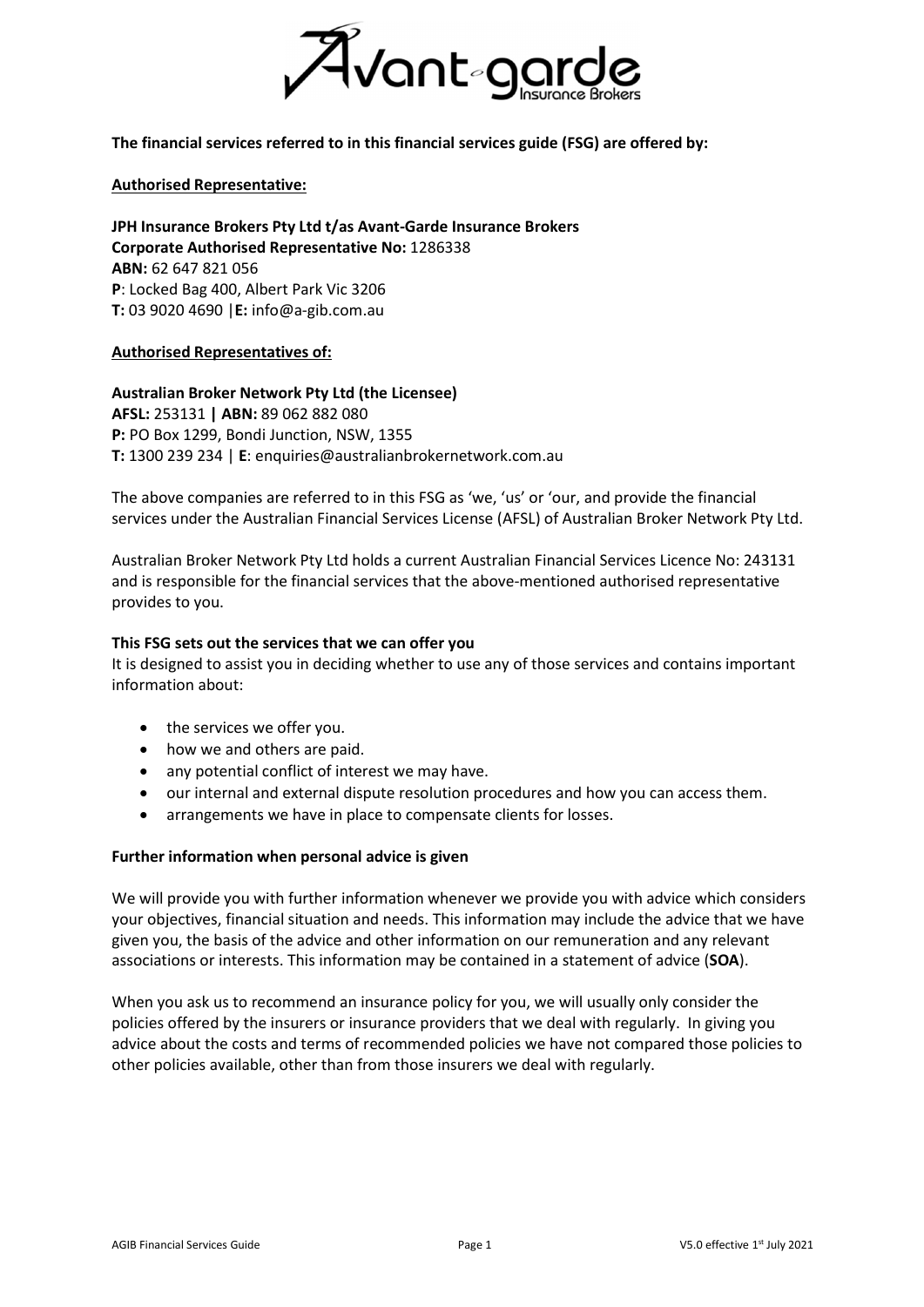**The financial services referred to in this financial services guide (FSG) are offered by:**

**Authorised Representative:**

**JPH Insurance Brokers Pty Ltd t/as Avant-Garde Insurance Brokers**
**Corporate Authorised Representative No:** 1286338
**ABN:** 62 647 821 056
**P**: Locked Bag 400, Albert Park Vic 3206
**T:** 03 9020 4690 |**E:** info@a-gib.com.au

**Authorised Representatives of:**

**Australian Broker Network Pty Ltd (the Licensee)**
**AFSL:** 253131 **|** **ABN:** 89 062 882 080
**P:** PO Box 1299, Bondi Junction, NSW, 1355
**T:** 1300 239 234 | **E**: enquiries@australianbrokernetwork.com.au

The above companies are referred to in this FSG as 'we, 'us' or 'our, and provide the financial services under the Australian Financial Services License (AFSL) of Australian Broker Network Pty Ltd.

Australian Broker Network Pty Ltd holds a current Australian Financial Services Licence No: 243131 and is responsible for the financial services that the above-mentioned authorised representative provides to you.

**This FSG sets out the services that we can offer you**
It is designed to assist you in deciding whether to use any of those services and contains important information about:

- the services we offer you.
- how we and others are paid.
- any potential conflict of interest we may have.
- our internal and external dispute resolution procedures and how you can access them.
- arrangements we have in place to compensate clients for losses.

**Further information when personal advice is given**

We will provide you with further information whenever we provide you with advice which considers your objectives, financial situation and needs. This information may include the advice that we have given you, the basis of the advice and other information on our remuneration and any relevant associations or interests. This information may be contained in a statement of advice (**SOA**).

When you ask us to recommend an insurance policy for you, we will usually only consider the policies offered by the insurers or insurance providers that we deal with regularly. In giving you advice about the costs and terms of recommended policies we have not compared those policies to other policies available, other than from those insurers we deal with regularly.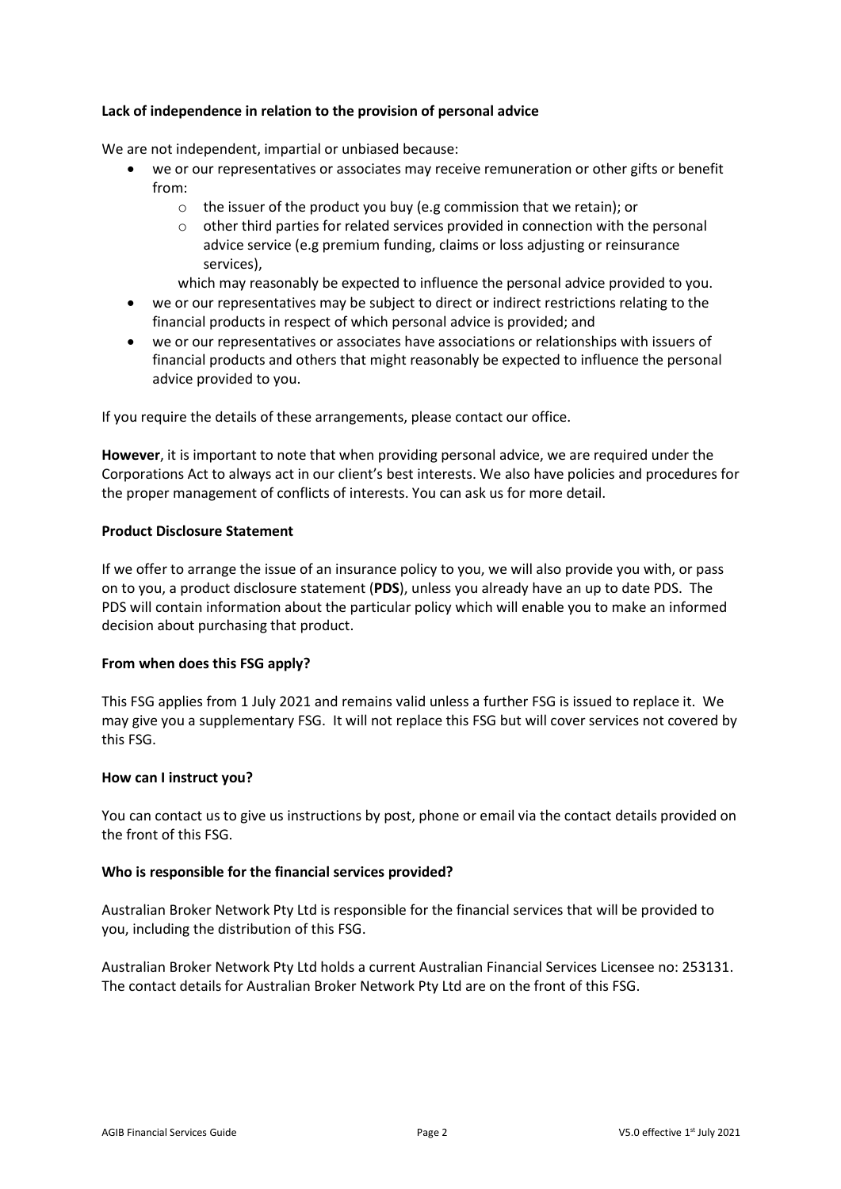**Lack of independence in relation to the provision of personal advice**

We are not independent, impartial or unbiased because:

- we or our representatives or associates may receive remuneration or other gifts or benefit from:
    - the issuer of the product you buy (e.g commission that we retain); or
    - other third parties for related services provided in connection with the personal advice service (e.g premium funding, claims or loss adjusting or reinsurance services),

  which may reasonably be expected to influence the personal advice provided to you.
- we or our representatives may be subject to direct or indirect restrictions relating to the financial products in respect of which personal advice is provided; and
- we or our representatives or associates have associations or relationships with issuers of financial products and others that might reasonably be expected to influence the personal advice provided to you.

If you require the details of these arrangements, please contact our office.

**However**, it is important to note that when providing personal advice, we are required under the Corporations Act to always act in our client's best interests. We also have policies and procedures for the proper management of conflicts of interests. You can ask us for more detail.

**Product Disclosure Statement**

If we offer to arrange the issue of an insurance policy to you, we will also provide you with, or pass on to you, a product disclosure statement (**PDS**), unless you already have an up to date PDS. The PDS will contain information about the particular policy which will enable you to make an informed decision about purchasing that product.

**From when does this FSG apply?**

This FSG applies from 1 July 2021 and remains valid unless a further FSG is issued to replace it. We may give you a supplementary FSG. It will not replace this FSG but will cover services not covered by this FSG.

**How can I instruct you?**

You can contact us to give us instructions by post, phone or email via the contact details provided on the front of this FSG.

**Who is responsible for the financial services provided?**

Australian Broker Network Pty Ltd is responsible for the financial services that will be provided to you, including the distribution of this FSG.

Australian Broker Network Pty Ltd holds a current Australian Financial Services Licensee no: 253131. The contact details for Australian Broker Network Pty Ltd are on the front of this FSG.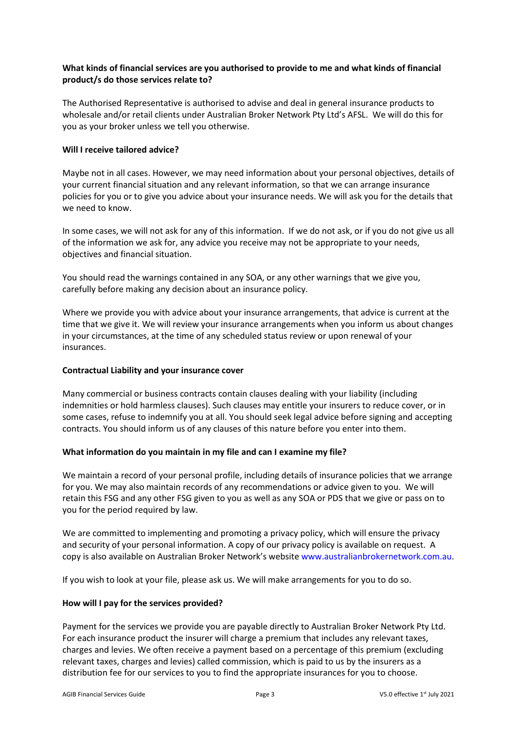**What kinds of financial services are you authorised to provide to me and what kinds of financial product/s do those services relate to?**

The Authorised Representative is authorised to advise and deal in general insurance products to wholesale and/or retail clients under Australian Broker Network Pty Ltd's AFSL. We will do this for you as your broker unless we tell you otherwise.

**Will I receive tailored advice?**

Maybe not in all cases. However, we may need information about your personal objectives, details of your current financial situation and any relevant information, so that we can arrange insurance policies for you or to give you advice about your insurance needs. We will ask you for the details that we need to know.

In some cases, we will not ask for any of this information. If we do not ask, or if you do not give us all of the information we ask for, any advice you receive may not be appropriate to your needs, objectives and financial situation.

You should read the warnings contained in any SOA, or any other warnings that we give you, carefully before making any decision about an insurance policy.

Where we provide you with advice about your insurance arrangements, that advice is current at the time that we give it. We will review your insurance arrangements when you inform us about changes in your circumstances, at the time of any scheduled status review or upon renewal of your insurances.

**Contractual Liability and your insurance cover**

Many commercial or business contracts contain clauses dealing with your liability (including indemnities or hold harmless clauses). Such clauses may entitle your insurers to reduce cover, or in some cases, refuse to indemnify you at all. You should seek legal advice before signing and accepting contracts. You should inform us of any clauses of this nature before you enter into them.

**What information do you maintain in my file and can I examine my file?**

We maintain a record of your personal profile, including details of insurance policies that we arrange for you. We may also maintain records of any recommendations or advice given to you. We will retain this FSG and any other FSG given to you as well as any SOA or PDS that we give or pass on to you for the period required by law.

We are committed to implementing and promoting a privacy policy, which will ensure the privacy and security of your personal information. A copy of our privacy policy is available on request. A copy is also available on Australian Broker Network's website www.australianbrokernetwork.com.au.

If you wish to look at your file, please ask us. We will make arrangements for you to do so.

**How will I pay for the services provided?**

Payment for the services we provide you are payable directly to Australian Broker Network Pty Ltd. For each insurance product the insurer will charge a premium that includes any relevant taxes, charges and levies. We often receive a payment based on a percentage of this premium (excluding relevant taxes, charges and levies) called commission, which is paid to us by the insurers as a distribution fee for our services to you to find the appropriate insurances for you to choose.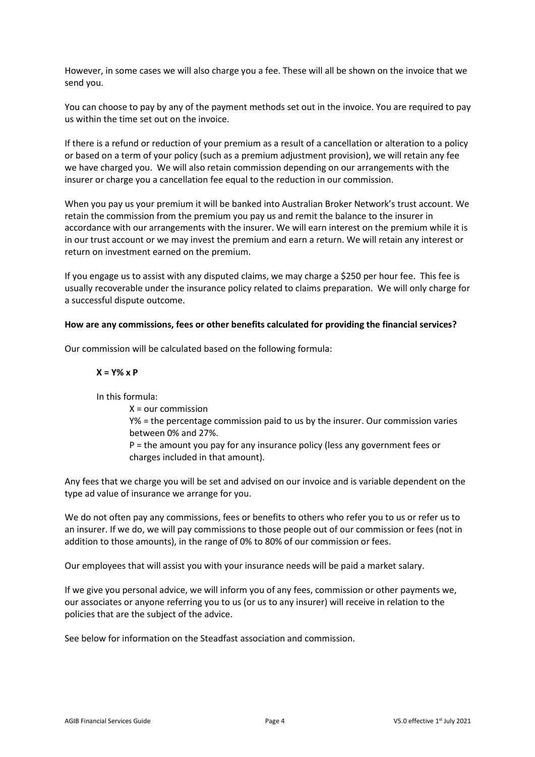However, in some cases we will also charge you a fee. These will all be shown on the invoice that we send you.

You can choose to pay by any of the payment methods set out in the invoice. You are required to pay us within the time set out on the invoice.

If there is a refund or reduction of your premium as a result of a cancellation or alteration to a policy or based on a term of your policy (such as a premium adjustment provision), we will retain any fee we have charged you. We will also retain commission depending on our arrangements with the insurer or charge you a cancellation fee equal to the reduction in our commission.

When you pay us your premium it will be banked into Australian Broker Network's trust account. We retain the commission from the premium you pay us and remit the balance to the insurer in accordance with our arrangements with the insurer. We will earn interest on the premium while it is in our trust account or we may invest the premium and earn a return. We will retain any interest or return on investment earned on the premium.

If you engage us to assist with any disputed claims, we may charge a $250 per hour fee. This fee is usually recoverable under the insurance policy related to claims preparation. We will only charge for a successful dispute outcome.

**How are any commissions, fees or other benefits calculated for providing the financial services?**

Our commission will be calculated based on the following formula:

**X = Y% x P**

In this formula:

X = our commission

Y% = the percentage commission paid to us by the insurer. Our commission varies between 0% and 27%.

P = the amount you pay for any insurance policy (less any government fees or charges included in that amount).

Any fees that we charge you will be set and advised on our invoice and is variable dependent on the type ad value of insurance we arrange for you.

We do not often pay any commissions, fees or benefits to others who refer you to us or refer us to an insurer. If we do, we will pay commissions to those people out of our commission or fees (not in addition to those amounts), in the range of 0% to 80% of our commission or fees.

Our employees that will assist you with your insurance needs will be paid a market salary.

If we give you personal advice, we will inform you of any fees, commission or other payments we, our associates or anyone referring you to us (or us to any insurer) will receive in relation to the policies that are the subject of the advice.

See below for information on the Steadfast association and commission.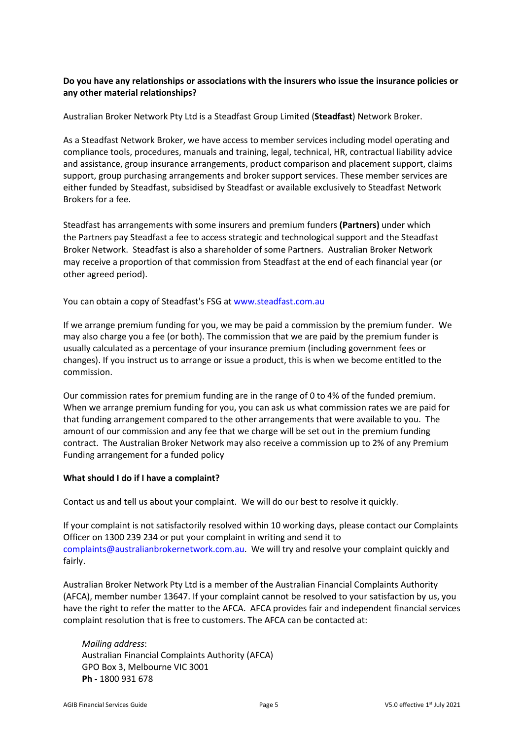**Do you have any relationships or associations with the insurers who issue the insurance policies or any other material relationships?**

Australian Broker Network Pty Ltd is a Steadfast Group Limited (**Steadfast**) Network Broker.

As a Steadfast Network Broker, we have access to member services including model operating and compliance tools, procedures, manuals and training, legal, technical, HR, contractual liability advice and assistance, group insurance arrangements, product comparison and placement support, claims support, group purchasing arrangements and broker support services. These member services are either funded by Steadfast, subsidised by Steadfast or available exclusively to Steadfast Network Brokers for a fee.

Steadfast has arrangements with some insurers and premium funders **(Partners)** under which the Partners pay Steadfast a fee to access strategic and technological support and the Steadfast Broker Network. Steadfast is also a shareholder of some Partners. Australian Broker Network may receive a proportion of that commission from Steadfast at the end of each financial year (or other agreed period).

You can obtain a copy of Steadfast's FSG at www.steadfast.com.au

If we arrange premium funding for you, we may be paid a commission by the premium funder. We may also charge you a fee (or both). The commission that we are paid by the premium funder is usually calculated as a percentage of your insurance premium (including government fees or changes). If you instruct us to arrange or issue a product, this is when we become entitled to the commission.

Our commission rates for premium funding are in the range of 0 to 4% of the funded premium. When we arrange premium funding for you, you can ask us what commission rates we are paid for that funding arrangement compared to the other arrangements that were available to you. The amount of our commission and any fee that we charge will be set out in the premium funding contract. The Australian Broker Network may also receive a commission up to 2% of any Premium Funding arrangement for a funded policy

**What should I do if I have a complaint?**

Contact us and tell us about your complaint. We will do our best to resolve it quickly.

If your complaint is not satisfactorily resolved within 10 working days, please contact our Complaints Officer on 1300 239 234 or put your complaint in writing and send it to complaints@australianbrokernetwork.com.au. We will try and resolve your complaint quickly and fairly.

Australian Broker Network Pty Ltd is a member of the Australian Financial Complaints Authority (AFCA), member number 13647. If your complaint cannot be resolved to your satisfaction by us, you have the right to refer the matter to the AFCA. AFCA provides fair and independent financial services complaint resolution that is free to customers. The AFCA can be contacted at:

*Mailing address*:
Australian Financial Complaints Authority (AFCA)
GPO Box 3, Melbourne VIC 3001
**Ph -** 1800 931 678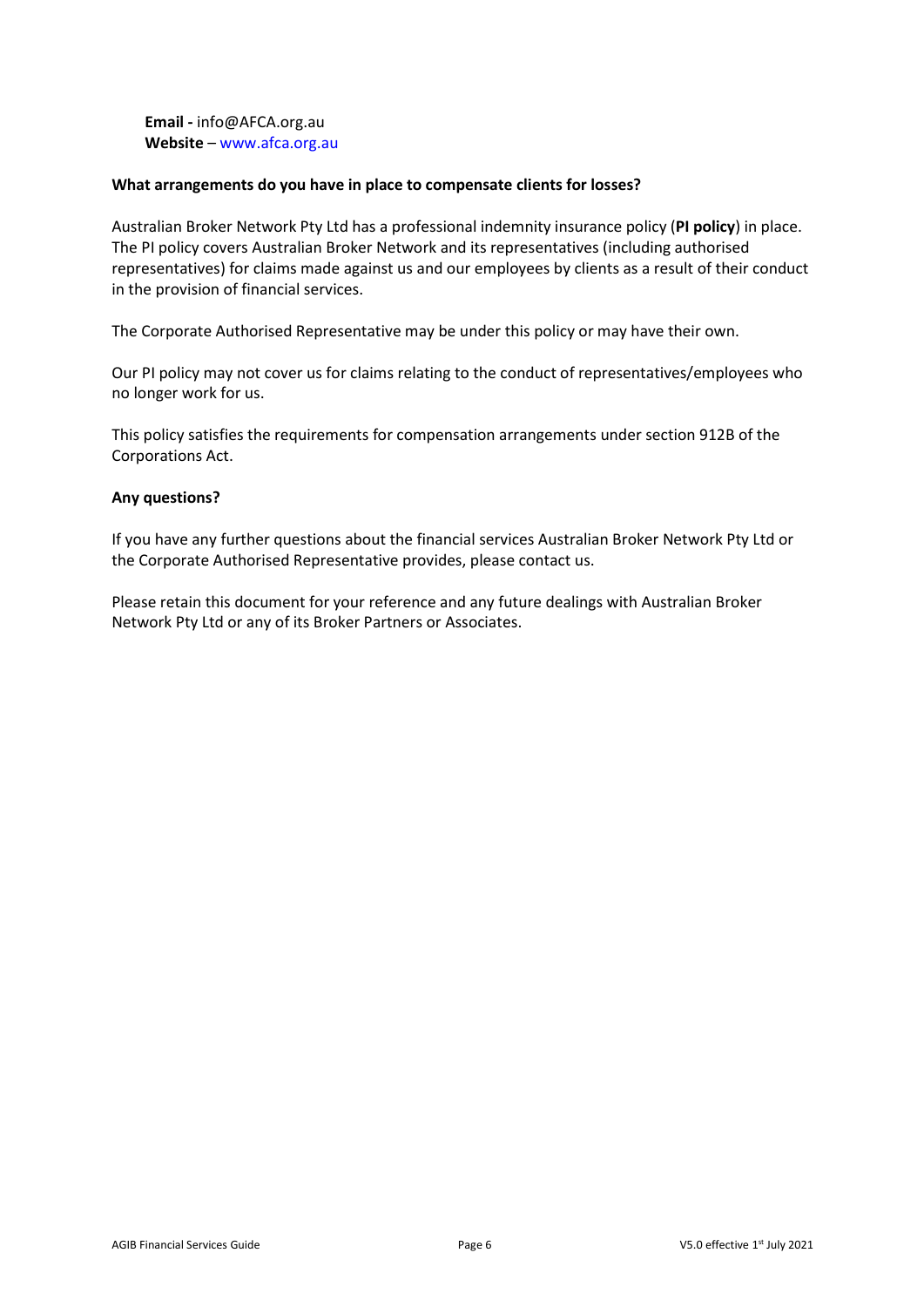**Email -** info@AFCA.org.au
**Website** – www.afca.org.au

**What arrangements do you have in place to compensate clients for losses?**

Australian Broker Network Pty Ltd has a professional indemnity insurance policy (**PI policy**) in place. The PI policy covers Australian Broker Network and its representatives (including authorised representatives) for claims made against us and our employees by clients as a result of their conduct in the provision of financial services.

The Corporate Authorised Representative may be under this policy or may have their own.

Our PI policy may not cover us for claims relating to the conduct of representatives/employees who no longer work for us.

This policy satisfies the requirements for compensation arrangements under section 912B of the Corporations Act.

**Any questions?**

If you have any further questions about the financial services Australian Broker Network Pty Ltd or the Corporate Authorised Representative provides, please contact us.

Please retain this document for your reference and any future dealings with Australian Broker Network Pty Ltd or any of its Broker Partners or Associates.